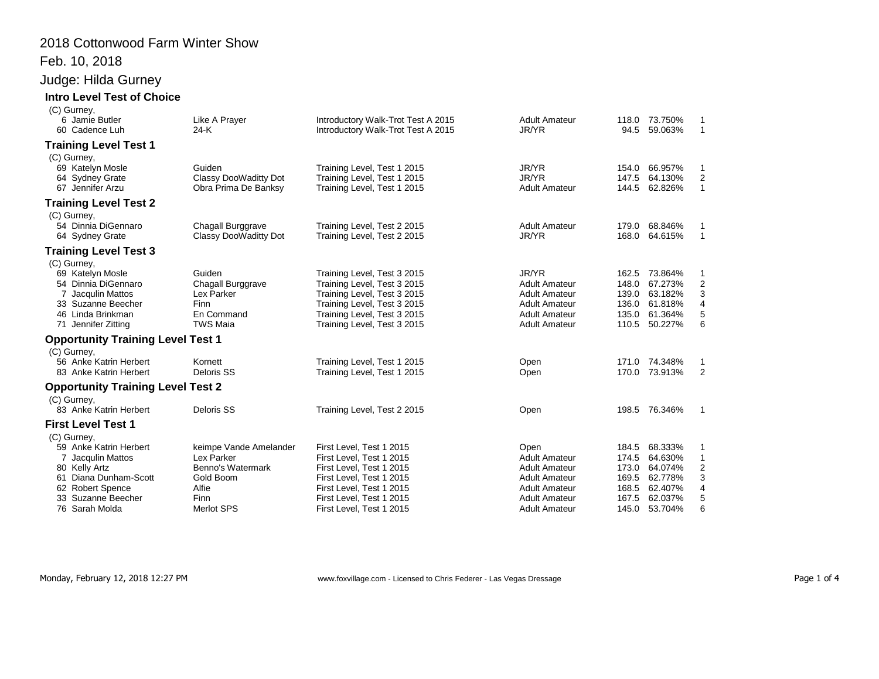# 2018 Cottonwood Farm Winter Show

## Feb. 10, 2018

## Judge: Hilda Gurney

### Intro Level Test of Choice

(C) Gurney,

| No. | Rider | Horse | Test | Division | Score | Percent | Place |
|---|---|---|---|---|---|---|---|
| 6 | Jamie Butler | Like A Prayer | Introductory Walk-Trot Test A 2015 | Adult Amateur | 118.0 | 73.750% | 1 |
| 60 | Cadence Luh | 24-K | Introductory Walk-Trot Test A 2015 | JR/YR | 94.5 | 59.063% | 1 |

### Training Level Test 1

(C) Gurney,

| No. | Rider | Horse | Test | Division | Score | Percent | Place |
|---|---|---|---|---|---|---|---|
| 69 | Katelyn Mosle | Guiden | Training Level, Test 1 2015 | JR/YR | 154.0 | 66.957% | 1 |
| 64 | Sydney Grate | Classy DooWaditty Dot | Training Level, Test 1 2015 | JR/YR | 147.5 | 64.130% | 2 |
| 67 | Jennifer Arzu | Obra Prima De Banksy | Training Level, Test 1 2015 | Adult Amateur | 144.5 | 62.826% | 1 |

### Training Level Test 2

(C) Gurney,

| No. | Rider | Horse | Test | Division | Score | Percent | Place |
|---|---|---|---|---|---|---|---|
| 54 | Dinnia DiGennaro | Chagall Burggrave | Training Level, Test 2 2015 | Adult Amateur | 179.0 | 68.846% | 1 |
| 64 | Sydney Grate | Classy DooWaditty Dot | Training Level, Test 2 2015 | JR/YR | 168.0 | 64.615% | 1 |

### Training Level Test 3

(C) Gurney,

| No. | Rider | Horse | Test | Division | Score | Percent | Place |
|---|---|---|---|---|---|---|---|
| 69 | Katelyn Mosle | Guiden | Training Level, Test 3 2015 | JR/YR | 162.5 | 73.864% | 1 |
| 54 | Dinnia DiGennaro | Chagall Burggrave | Training Level, Test 3 2015 | Adult Amateur | 148.0 | 67.273% | 2 |
| 7 | Jacqulin Mattos | Lex Parker | Training Level, Test 3 2015 | Adult Amateur | 139.0 | 63.182% | 3 |
| 33 | Suzanne Beecher | Finn | Training Level, Test 3 2015 | Adult Amateur | 136.0 | 61.818% | 4 |
| 46 | Linda Brinkman | En Command | Training Level, Test 3 2015 | Adult Amateur | 135.0 | 61.364% | 5 |
| 71 | Jennifer Zitting | TWS Maia | Training Level, Test 3 2015 | Adult Amateur | 110.5 | 50.227% | 6 |

### Opportunity Training Level Test 1

(C) Gurney,

| No. | Rider | Horse | Test | Division | Score | Percent | Place |
|---|---|---|---|---|---|---|---|
| 56 | Anke Katrin Herbert | Kornett | Training Level, Test 1 2015 | Open | 171.0 | 74.348% | 1 |
| 83 | Anke Katrin Herbert | Deloris SS | Training Level, Test 1 2015 | Open | 170.0 | 73.913% | 2 |

### Opportunity Training Level Test 2

(C) Gurney,

| No. | Rider | Horse | Test | Division | Score | Percent | Place |
|---|---|---|---|---|---|---|---|
| 83 | Anke Katrin Herbert | Deloris SS | Training Level, Test 2 2015 | Open | 198.5 | 76.346% | 1 |

### First Level Test 1

(C) Gurney,

| No. | Rider | Horse | Test | Division | Score | Percent | Place |
|---|---|---|---|---|---|---|---|
| 59 | Anke Katrin Herbert | keimpe Vande Amelander | First Level, Test 1 2015 | Open | 184.5 | 68.333% | 1 |
| 7 | Jacqulin Mattos | Lex Parker | First Level, Test 1 2015 | Adult Amateur | 174.5 | 64.630% | 1 |
| 80 | Kelly Artz | Benno's Watermark | First Level, Test 1 2015 | Adult Amateur | 173.0 | 64.074% | 2 |
| 61 | Diana Dunham-Scott | Gold Boom | First Level, Test 1 2015 | Adult Amateur | 169.5 | 62.778% | 3 |
| 62 | Robert Spence | Alfie | First Level, Test 1 2015 | Adult Amateur | 168.5 | 62.407% | 4 |
| 33 | Suzanne Beecher | Finn | First Level, Test 1 2015 | Adult Amateur | 167.5 | 62.037% | 5 |
| 76 | Sarah Molda | Merlot SPS | First Level, Test 1 2015 | Adult Amateur | 145.0 | 53.704% | 6 |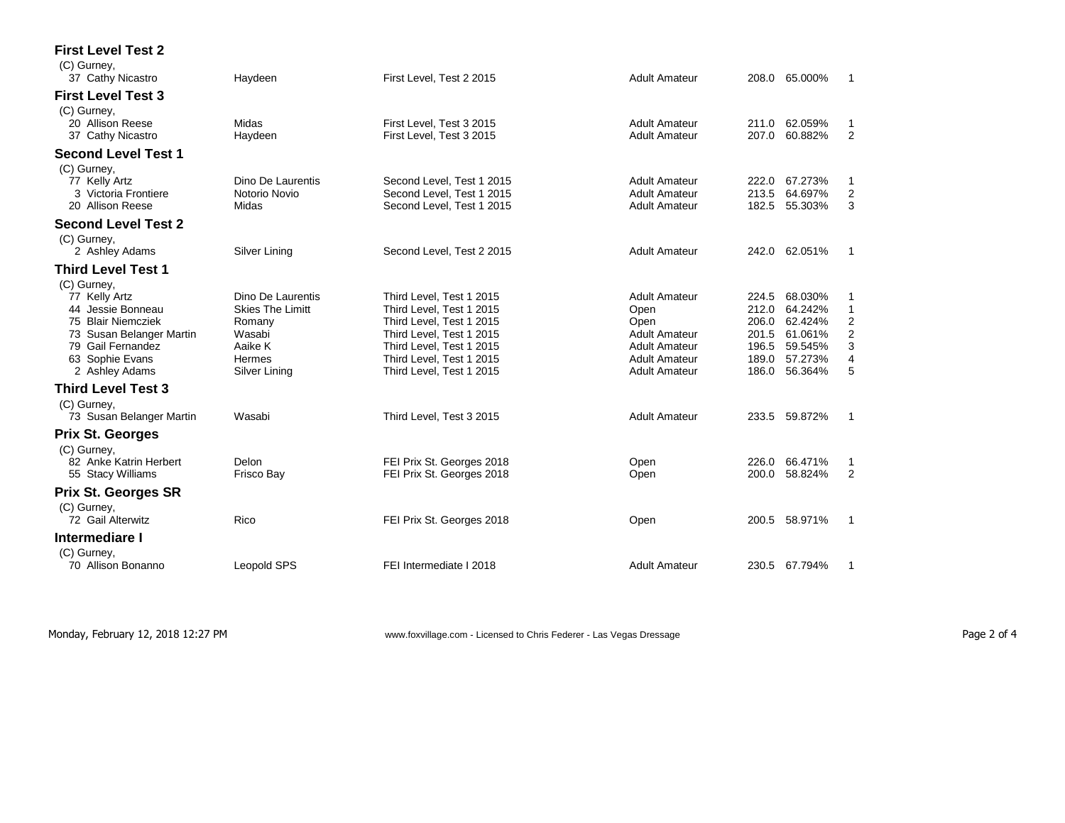### First Level Test 2

(C) Gurney,

| | | | | | | |
|---|---|---|---|---|---|---|
| 37 Cathy Nicastro | Haydeen | First Level, Test 2 2015 | Adult Amateur | 208.0 | 65.000% | 1 |

### First Level Test 3

(C) Gurney,

| | | | | | | |
|---|---|---|---|---|---|---|
| 20 Allison Reese | Midas | First Level, Test 3 2015 | Adult Amateur | 211.0 | 62.059% | 1 |
| 37 Cathy Nicastro | Haydeen | First Level, Test 3 2015 | Adult Amateur | 207.0 | 60.882% | 2 |

### Second Level Test 1

(C) Gurney,

| | | | | | | |
|---|---|---|---|---|---|---|
| 77 Kelly Artz | Dino De Laurentis | Second Level, Test 1 2015 | Adult Amateur | 222.0 | 67.273% | 1 |
| 3 Victoria Frontiere | Notorio Novio | Second Level, Test 1 2015 | Adult Amateur | 213.5 | 64.697% | 2 |
| 20 Allison Reese | Midas | Second Level, Test 1 2015 | Adult Amateur | 182.5 | 55.303% | 3 |

### Second Level Test 2

(C) Gurney,

| | | | | | | |
|---|---|---|---|---|---|---|
| 2 Ashley Adams | Silver Lining | Second Level, Test 2 2015 | Adult Amateur | 242.0 | 62.051% | 1 |

### Third Level Test 1

(C) Gurney,

| | | | | | | |
|---|---|---|---|---|---|---|
| 77 Kelly Artz | Dino De Laurentis | Third Level, Test 1 2015 | Adult Amateur | 224.5 | 68.030% | 1 |
| 44 Jessie Bonneau | Skies The Limitt | Third Level, Test 1 2015 | Open | 212.0 | 64.242% | 1 |
| 75 Blair Niemcziek | Romany | Third Level, Test 1 2015 | Open | 206.0 | 62.424% | 2 |
| 73 Susan Belanger Martin | Wasabi | Third Level, Test 1 2015 | Adult Amateur | 201.5 | 61.061% | 2 |
| 79 Gail Fernandez | Aaike K | Third Level, Test 1 2015 | Adult Amateur | 196.5 | 59.545% | 3 |
| 63 Sophie Evans | Hermes | Third Level, Test 1 2015 | Adult Amateur | 189.0 | 57.273% | 4 |
| 2 Ashley Adams | Silver Lining | Third Level, Test 1 2015 | Adult Amateur | 186.0 | 56.364% | 5 |

### Third Level Test 3

(C) Gurney,

| | | | | | | |
|---|---|---|---|---|---|---|
| 73 Susan Belanger Martin | Wasabi | Third Level, Test 3 2015 | Adult Amateur | 233.5 | 59.872% | 1 |

### Prix St. Georges

(C) Gurney,

| | | | | | | |
|---|---|---|---|---|---|---|
| 82 Anke Katrin Herbert | Delon | FEI Prix St. Georges 2018 | Open | 226.0 | 66.471% | 1 |
| 55 Stacy Williams | Frisco Bay | FEI Prix St. Georges 2018 | Open | 200.0 | 58.824% | 2 |

### Prix St. Georges SR

(C) Gurney,

| | | | | | | |
|---|---|---|---|---|---|---|
| 72 Gail Alterwitz | Rico | FEI Prix St. Georges 2018 | Open | 200.5 | 58.971% | 1 |

### Intermediare I

(C) Gurney,

| | | | | | | |
|---|---|---|---|---|---|---|
| 70 Allison Bonanno | Leopold SPS | FEI Intermediate I 2018 | Adult Amateur | 230.5 | 67.794% | 1 |

Monday, February 12, 2018 12:27 PM www.foxvillage.com - Licensed to Chris Federer - Las Vegas Dressage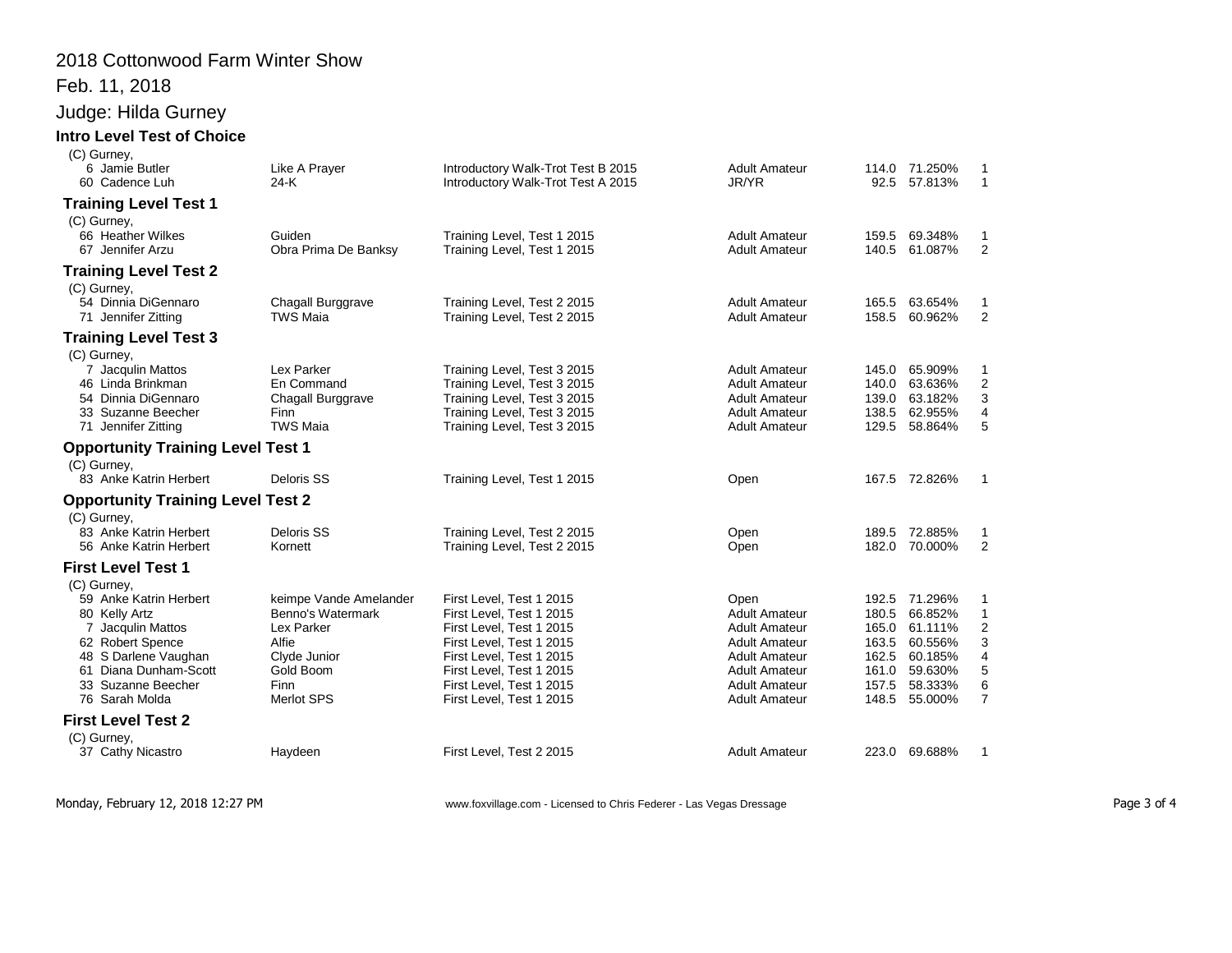# 2018 Cottonwood Farm Winter Show

Feb. 11, 2018

Judge: Hilda Gurney

### Intro Level Test of Choice

(C) Gurney,

| No. | Rider | Horse | Test | Division | Score | Percentage | Place |
|---|---|---|---|---|---|---|---|
| 6 | Jamie Butler | Like A Prayer | Introductory Walk-Trot Test B 2015 | Adult Amateur | 114.0 | 71.250% | 1 |
| 60 | Cadence Luh | 24-K | Introductory Walk-Trot Test A 2015 | JR/YR | 92.5 | 57.813% | 1 |

### Training Level Test 1

(C) Gurney,

| No. | Rider | Horse | Test | Division | Score | Percentage | Place |
|---|---|---|---|---|---|---|---|
| 66 | Heather Wilkes | Guiden | Training Level, Test 1 2015 | Adult Amateur | 159.5 | 69.348% | 1 |
| 67 | Jennifer Arzu | Obra Prima De Banksy | Training Level, Test 1 2015 | Adult Amateur | 140.5 | 61.087% | 2 |

### Training Level Test 2

(C) Gurney,

| No. | Rider | Horse | Test | Division | Score | Percentage | Place |
|---|---|---|---|---|---|---|---|
| 54 | Dinnia DiGennaro | Chagall Burggrave | Training Level, Test 2 2015 | Adult Amateur | 165.5 | 63.654% | 1 |
| 71 | Jennifer Zitting | TWS Maia | Training Level, Test 2 2015 | Adult Amateur | 158.5 | 60.962% | 2 |

### Training Level Test 3

(C) Gurney,

| No. | Rider | Horse | Test | Division | Score | Percentage | Place |
|---|---|---|---|---|---|---|---|
| 7 | Jacqulin Mattos | Lex Parker | Training Level, Test 3 2015 | Adult Amateur | 145.0 | 65.909% | 1 |
| 46 | Linda Brinkman | En Command | Training Level, Test 3 2015 | Adult Amateur | 140.0 | 63.636% | 2 |
| 54 | Dinnia DiGennaro | Chagall Burggrave | Training Level, Test 3 2015 | Adult Amateur | 139.0 | 63.182% | 3 |
| 33 | Suzanne Beecher | Finn | Training Level, Test 3 2015 | Adult Amateur | 138.5 | 62.955% | 4 |
| 71 | Jennifer Zitting | TWS Maia | Training Level, Test 3 2015 | Adult Amateur | 129.5 | 58.864% | 5 |

### Opportunity Training Level Test 1

(C) Gurney,

| No. | Rider | Horse | Test | Division | Score | Percentage | Place |
|---|---|---|---|---|---|---|---|
| 83 | Anke Katrin Herbert | Deloris SS | Training Level, Test 1 2015 | Open | 167.5 | 72.826% | 1 |

### Opportunity Training Level Test 2

(C) Gurney,

| No. | Rider | Horse | Test | Division | Score | Percentage | Place |
|---|---|---|---|---|---|---|---|
| 83 | Anke Katrin Herbert | Deloris SS | Training Level, Test 2 2015 | Open | 189.5 | 72.885% | 1 |
| 56 | Anke Katrin Herbert | Kornett | Training Level, Test 2 2015 | Open | 182.0 | 70.000% | 2 |

### First Level Test 1

(C) Gurney,

| No. | Rider | Horse | Test | Division | Score | Percentage | Place |
|---|---|---|---|---|---|---|---|
| 59 | Anke Katrin Herbert | keimpe Vande Amelander | First Level, Test 1 2015 | Open | 192.5 | 71.296% | 1 |
| 80 | Kelly Artz | Benno's Watermark | First Level, Test 1 2015 | Adult Amateur | 180.5 | 66.852% | 1 |
| 7 | Jacqulin Mattos | Lex Parker | First Level, Test 1 2015 | Adult Amateur | 165.0 | 61.111% | 2 |
| 62 | Robert Spence | Alfie | First Level, Test 1 2015 | Adult Amateur | 163.5 | 60.556% | 3 |
| 48 | S Darlene Vaughan | Clyde Junior | First Level, Test 1 2015 | Adult Amateur | 162.5 | 60.185% | 4 |
| 61 | Diana Dunham-Scott | Gold Boom | First Level, Test 1 2015 | Adult Amateur | 161.0 | 59.630% | 5 |
| 33 | Suzanne Beecher | Finn | First Level, Test 1 2015 | Adult Amateur | 157.5 | 58.333% | 6 |
| 76 | Sarah Molda | Merlot SPS | First Level, Test 1 2015 | Adult Amateur | 148.5 | 55.000% | 7 |

### First Level Test 2

(C) Gurney,

| No. | Rider | Horse | Test | Division | Score | Percentage | Place |
|---|---|---|---|---|---|---|---|
| 37 | Cathy Nicastro | Haydeen | First Level, Test 2 2015 | Adult Amateur | 223.0 | 69.688% | 1 |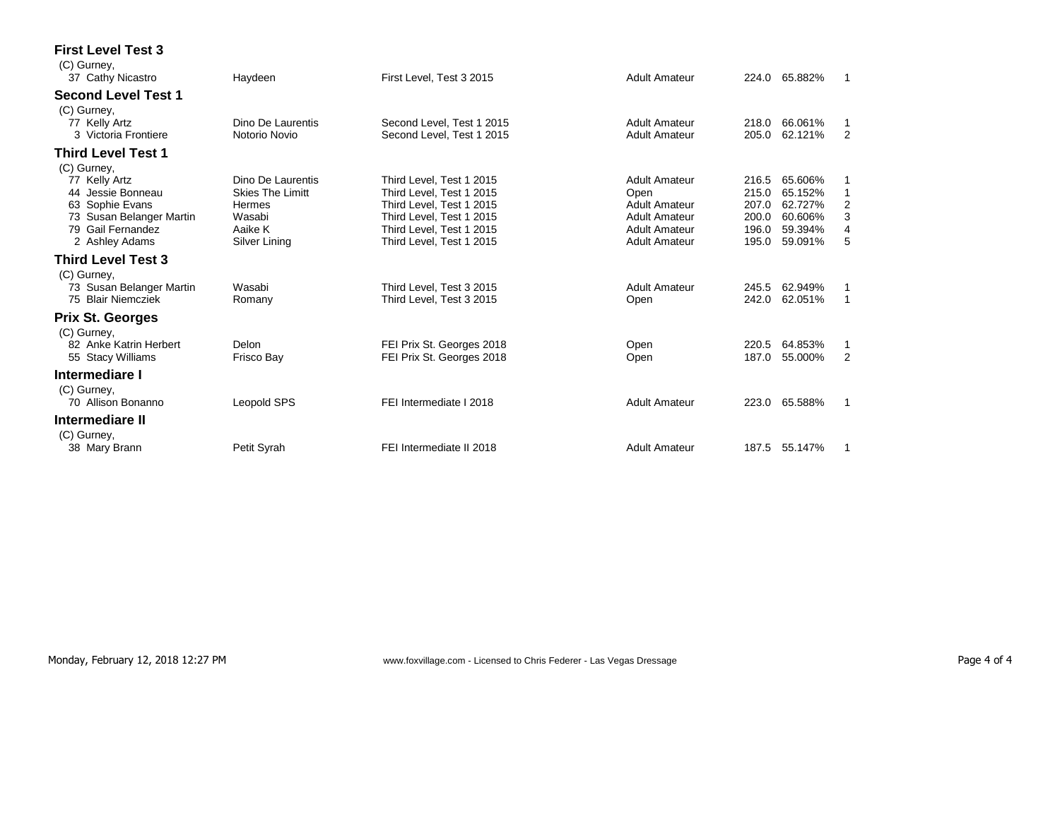### First Level Test 3

(C) Gurney,

| | | | | | | |
|---|---|---|---|---|---|---|
| 37 Cathy Nicastro | Haydeen | First Level, Test 3 2015 | Adult Amateur | 224.0 | 65.882% | 1 |

### Second Level Test 1

(C) Gurney,

| | | | | | | |
|---|---|---|---|---|---|---|
| 77 Kelly Artz | Dino De Laurentis | Second Level, Test 1 2015 | Adult Amateur | 218.0 | 66.061% | 1 |
| 3 Victoria Frontiere | Notorio Novio | Second Level, Test 1 2015 | Adult Amateur | 205.0 | 62.121% | 2 |

### Third Level Test 1

(C) Gurney,

| | | | | | | |
|---|---|---|---|---|---|---|
| 77 Kelly Artz | Dino De Laurentis | Third Level, Test 1 2015 | Adult Amateur | 216.5 | 65.606% | 1 |
| 44 Jessie Bonneau | Skies The Limitt | Third Level, Test 1 2015 | Open | 215.0 | 65.152% | 1 |
| 63 Sophie Evans | Hermes | Third Level, Test 1 2015 | Adult Amateur | 207.0 | 62.727% | 2 |
| 73 Susan Belanger Martin | Wasabi | Third Level, Test 1 2015 | Adult Amateur | 200.0 | 60.606% | 3 |
| 79 Gail Fernandez | Aaike K | Third Level, Test 1 2015 | Adult Amateur | 196.0 | 59.394% | 4 |
| 2 Ashley Adams | Silver Lining | Third Level, Test 1 2015 | Adult Amateur | 195.0 | 59.091% | 5 |

### Third Level Test 3

(C) Gurney,

| | | | | | | |
|---|---|---|---|---|---|---|
| 73 Susan Belanger Martin | Wasabi | Third Level, Test 3 2015 | Adult Amateur | 245.5 | 62.949% | 1 |
| 75 Blair Niemcziek | Romany | Third Level, Test 3 2015 | Open | 242.0 | 62.051% | 1 |

### Prix St. Georges

(C) Gurney,

| | | | | | | |
|---|---|---|---|---|---|---|
| 82 Anke Katrin Herbert | Delon | FEI Prix St. Georges 2018 | Open | 220.5 | 64.853% | 1 |
| 55 Stacy Williams | Frisco Bay | FEI Prix St. Georges 2018 | Open | 187.0 | 55.000% | 2 |

### Intermediare I

(C) Gurney,

| | | | | | | |
|---|---|---|---|---|---|---|
| 70 Allison Bonanno | Leopold SPS | FEI Intermediate I 2018 | Adult Amateur | 223.0 | 65.588% | 1 |

### Intermediare II

(C) Gurney,

| | | | | | | |
|---|---|---|---|---|---|---|
| 38 Mary Brann | Petit Syrah | FEI Intermediate II 2018 | Adult Amateur | 187.5 | 55.147% | 1 |

Monday, February 12, 2018 12:27 PM

www.foxvillage.com - Licensed to Chris Federer - Las Vegas Dressage